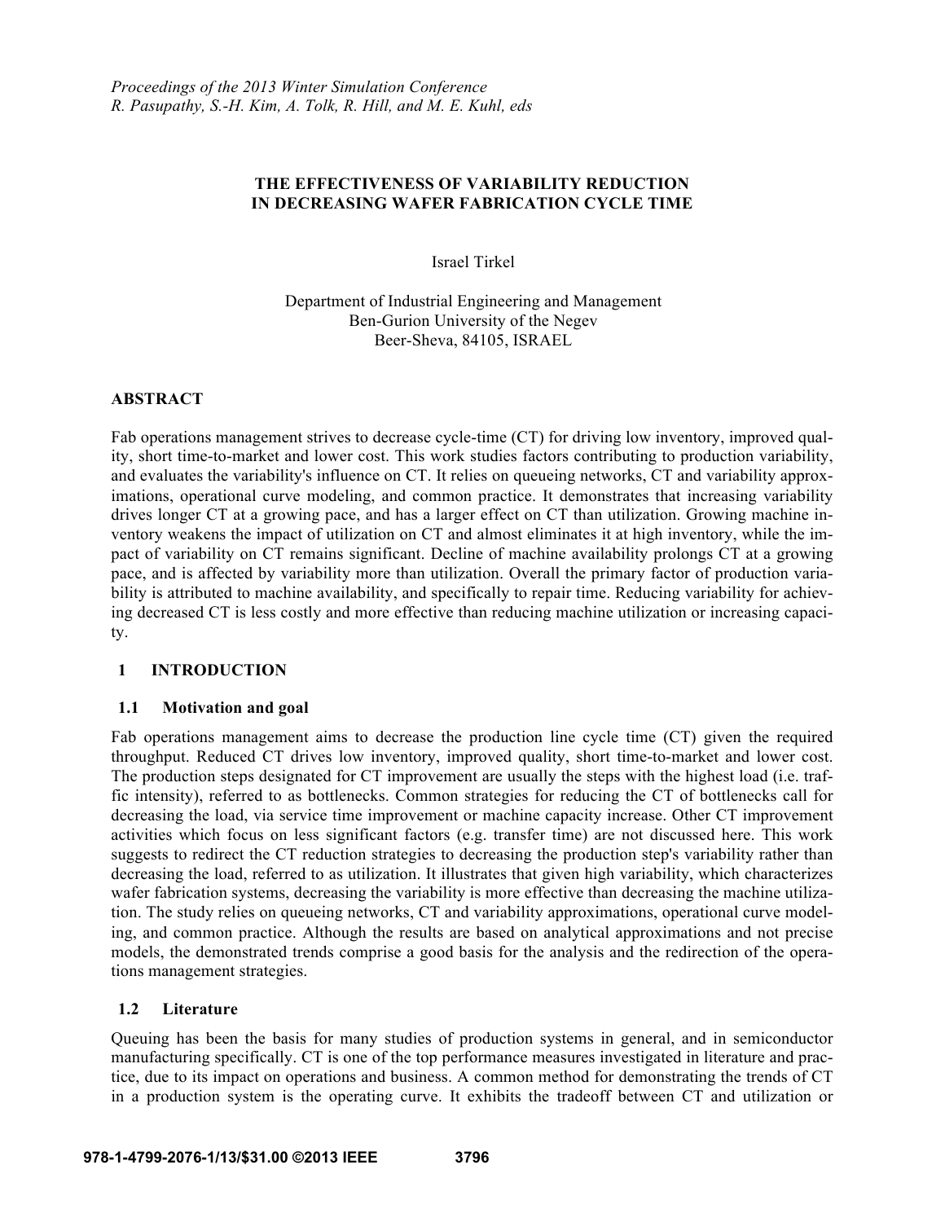*Proceedings of the 2013 Winter Simulation Conference*
*R. Pasupathy, S.-H. Kim, A. Tolk, R. Hill, and M. E. Kuhl, eds*

# THE EFFECTIVENESS OF VARIABILITY REDUCTION IN DECREASING WAFER FABRICATION CYCLE TIME

Israel Tirkel

Department of Industrial Engineering and Management
Ben-Gurion University of the Negev
Beer-Sheva, 84105, ISRAEL

## ABSTRACT

Fab operations management strives to decrease cycle-time (CT) for driving low inventory, improved quality, short time-to-market and lower cost. This work studies factors contributing to production variability, and evaluates the variability's influence on CT. It relies on queueing networks, CT and variability approximations, operational curve modeling, and common practice. It demonstrates that increasing variability drives longer CT at a growing pace, and has a larger effect on CT than utilization. Growing machine inventory weakens the impact of utilization on CT and almost eliminates it at high inventory, while the impact of variability on CT remains significant. Decline of machine availability prolongs CT at a growing pace, and is affected by variability more than utilization. Overall the primary factor of production variability is attributed to machine availability, and specifically to repair time. Reducing variability for achieving decreased CT is less costly and more effective than reducing machine utilization or increasing capacity.

## 1 INTRODUCTION

### 1.1 Motivation and goal

Fab operations management aims to decrease the production line cycle time (CT) given the required throughput. Reduced CT drives low inventory, improved quality, short time-to-market and lower cost. The production steps designated for CT improvement are usually the steps with the highest load (i.e. traffic intensity), referred to as bottlenecks. Common strategies for reducing the CT of bottlenecks call for decreasing the load, via service time improvement or machine capacity increase. Other CT improvement activities which focus on less significant factors (e.g. transfer time) are not discussed here. This work suggests to redirect the CT reduction strategies to decreasing the production step's variability rather than decreasing the load, referred to as utilization. It illustrates that given high variability, which characterizes wafer fabrication systems, decreasing the variability is more effective than decreasing the machine utilization. The study relies on queueing networks, CT and variability approximations, operational curve modeling, and common practice. Although the results are based on analytical approximations and not precise models, the demonstrated trends comprise a good basis for the analysis and the redirection of the operations management strategies.

### 1.2 Literature

Queuing has been the basis for many studies of production systems in general, and in semiconductor manufacturing specifically. CT is one of the top performance measures investigated in literature and practice, due to its impact on operations and business. A common method for demonstrating the trends of CT in a production system is the operating curve. It exhibits the tradeoff between CT and utilization or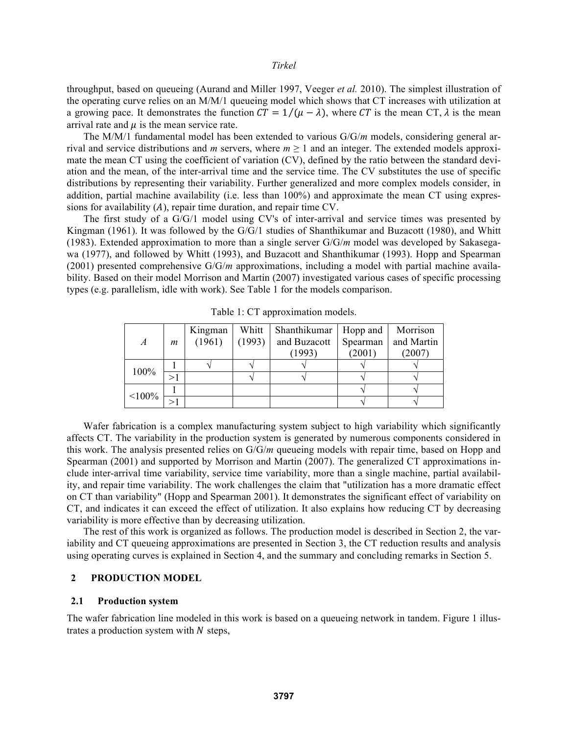throughput, based on queueing (Aurand and Miller 1997, Veeger *et al.* 2010). The simplest illustration of the operating curve relies on an M/M/1 queueing model which shows that CT increases with utilization at a growing pace. It demonstrates the function $CT = 1/(\mu - \lambda)$, where $CT$ is the mean CT, $\lambda$ is the mean arrival rate and $\mu$ is the mean service rate.

The M/M/1 fundamental model has been extended to various G/G/*m* models, considering general arrival and service distributions and *m* servers, where $m \geq 1$ and an integer. The extended models approximate the mean CT using the coefficient of variation (CV), defined by the ratio between the standard deviation and the mean, of the inter-arrival time and the service time. The CV substitutes the use of specific distributions by representing their variability. Further generalized and more complex models consider, in addition, partial machine availability (i.e. less than 100%) and approximate the mean CT using expressions for availability ($A$), repair time duration, and repair time CV.

The first study of a G/G/1 model using CV's of inter-arrival and service times was presented by Kingman (1961). It was followed by the G/G/1 studies of Shanthikumar and Buzacott (1980), and Whitt (1983). Extended approximation to more than a single server G/G/*m* model was developed by Sakasegawa (1977), and followed by Whitt (1993), and Buzacott and Shanthikumar (1993). Hopp and Spearman (2001) presented comprehensive G/G/*m* approximations, including a model with partial machine availability. Based on their model Morrison and Martin (2007) investigated various cases of specific processing types (e.g. parallelism, idle with work). See Table 1 for the models comparison.

Table 1: CT approximation models.

| $A$ | $m$ | Kingman (1961) | Whitt (1993) | Shanthikumar and Buzacott (1993) | Hopp and Spearman (2001) | Morrison and Martin (2007) |
|---|---|---|---|---|---|---|
| 100% | 1 | √ | √ | √ | √ | √ |
| | >1 | | √ | √ | √ | √ |
| <100% | 1 | | | | √ | √ |
| | >1 | | | | √ | √ |

Wafer fabrication is a complex manufacturing system subject to high variability which significantly affects CT. The variability in the production system is generated by numerous components considered in this work. The analysis presented relies on G/G/*m* queueing models with repair time, based on Hopp and Spearman (2001) and supported by Morrison and Martin (2007). The generalized CT approximations include inter-arrival time variability, service time variability, more than a single machine, partial availability, and repair time variability. The work challenges the claim that "utilization has a more dramatic effect on CT than variability" (Hopp and Spearman 2001). It demonstrates the significant effect of variability on CT, and indicates it can exceed the effect of utilization. It also explains how reducing CT by decreasing variability is more effective than by decreasing utilization.

The rest of this work is organized as follows. The production model is described in Section 2, the variability and CT queueing approximations are presented in Section 3, the CT reduction results and analysis using operating curves is explained in Section 4, and the summary and concluding remarks in Section 5.

## 2 PRODUCTION MODEL

### 2.1 Production system

The wafer fabrication line modeled in this work is based on a queueing network in tandem. Figure 1 illustrates a production system with $N$ steps,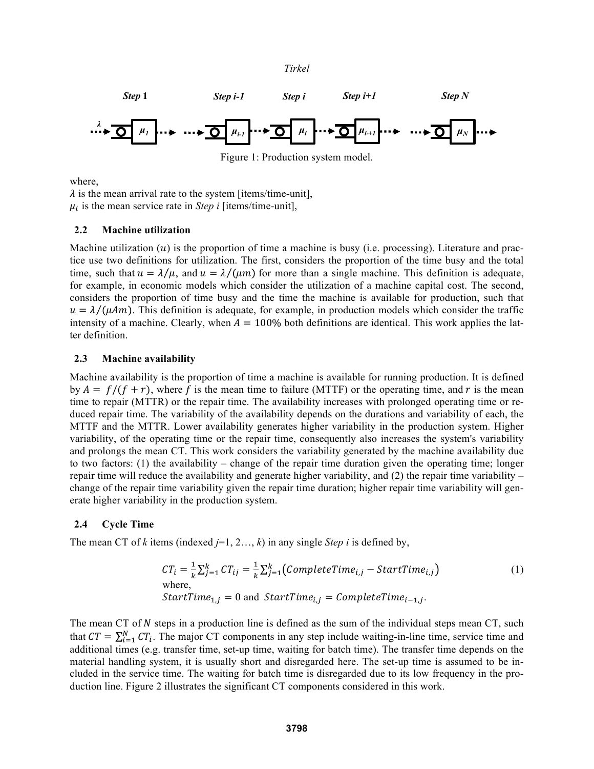Step 1 Step i-1 Step i Step i+1 Step N

$\lambda$ $\mu_1$ $\mu_{i-1}$ $\mu_i$ $\mu_{i+1}$ $\mu_N$

Figure 1: Production system model.

where,
$\lambda$ is the mean arrival rate to the system [items/time-unit],
$\mu_i$ is the mean service rate in *Step i* [items/time-unit],

## 2.2 Machine utilization

Machine utilization ($u$) is the proportion of time a machine is busy (i.e. processing). Literature and practice use two definitions for utilization. The first, considers the proportion of the time busy and the total time, such that $u = \lambda/\mu$, and $u = \lambda/(\mu m)$ for more than a single machine. This definition is adequate, for example, in economic models which consider the utilization of a machine capital cost. The second, considers the proportion of time busy and the time the machine is available for production, such that $u = \lambda/(\mu A m)$. This definition is adequate, for example, in production models which consider the traffic intensity of a machine. Clearly, when $A = 100\%$ both definitions are identical. This work applies the latter definition.

## 2.3 Machine availability

Machine availability is the proportion of time a machine is available for running production. It is defined by $A = f/(f + r)$, where $f$ is the mean time to failure (MTTF) or the operating time, and $r$ is the mean time to repair (MTTR) or the repair time. The availability increases with prolonged operating time or reduced repair time. The variability of the availability depends on the durations and variability of each, the MTTF and the MTTR. Lower availability generates higher variability in the production system. Higher variability, of the operating time or the repair time, consequently also increases the system's variability and prolongs the mean CT. This work considers the variability generated by the machine availability due to two factors: (1) the availability – change of the repair time duration given the operating time; longer repair time will reduce the availability and generate higher variability, and (2) the repair time variability – change of the repair time variability given the repair time duration; higher repair time variability will generate higher variability in the production system.

## 2.4 Cycle Time

The mean CT of *k* items (indexed *j*=1, 2…, *k*) in any single *Step i* is defined by,

$$CT_i = \frac{1}{k}\sum_{j=1}^{k} CT_{ij} = \frac{1}{k}\sum_{j=1}^{k}\left(CompleteTime_{i,j} - StartTime_{i,j}\right) \tag{1}$$

where,
$StartTime_{1,j} = 0$ and $StartTime_{i,j} = CompleteTime_{i-1,j}$.

The mean CT of $N$ steps in a production line is defined as the sum of the individual steps mean CT, such that $CT = \sum_{i=1}^{N} CT_i$. The major CT components in any step include waiting-in-line time, service time and additional times (e.g. transfer time, set-up time, waiting for batch time). The transfer time depends on the material handling system, it is usually short and disregarded here. The set-up time is assumed to be included in the service time. The waiting for batch time is disregarded due to its low frequency in the production line. Figure 2 illustrates the significant CT components considered in this work.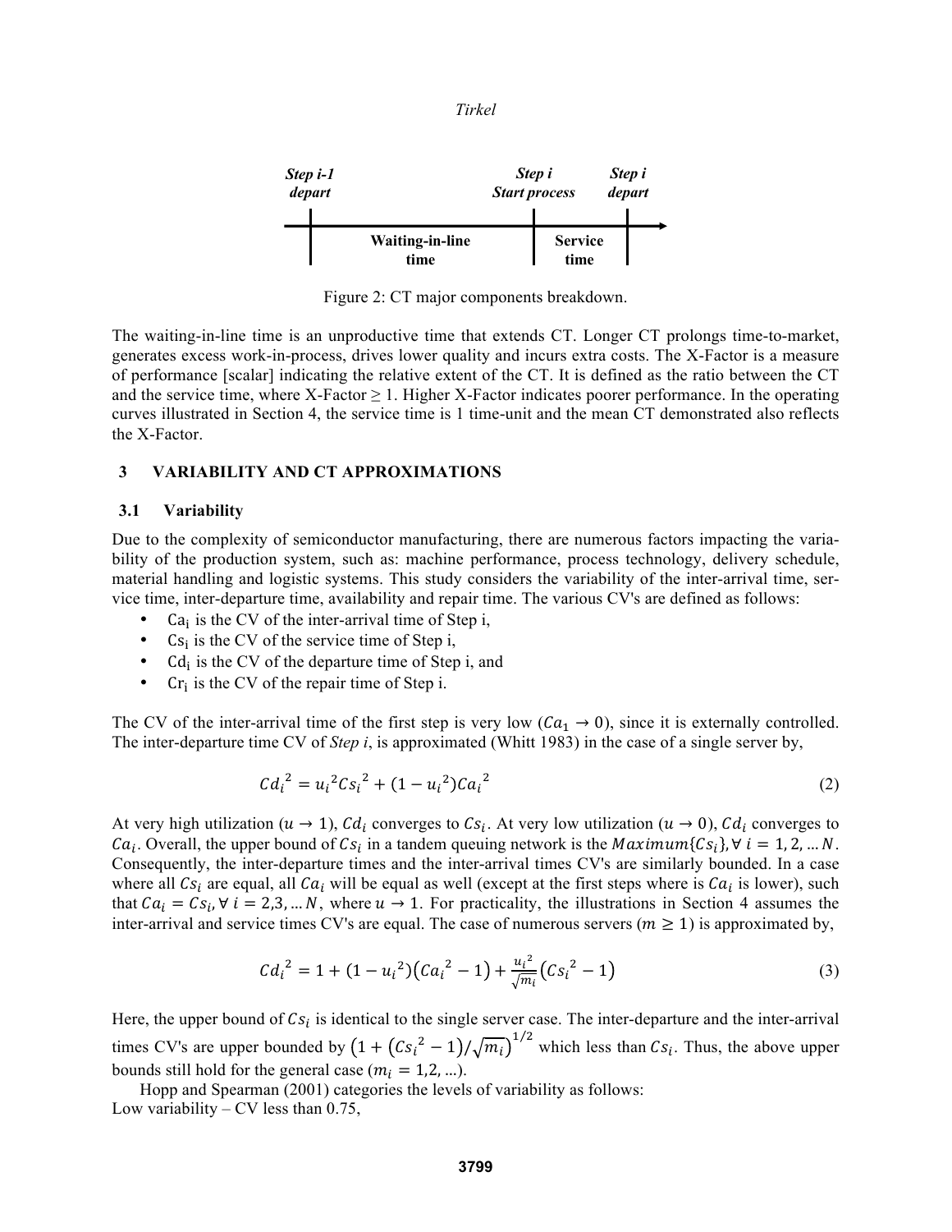Step i-1
depart

Step i
Start process

Step i
depart

Waiting-in-line
time

Service
time

Figure 2: CT major components breakdown.

The waiting-in-line time is an unproductive time that extends CT. Longer CT prolongs time-to-market, generates excess work-in-process, drives lower quality and incurs extra costs. The X-Factor is a measure of performance [scalar] indicating the relative extent of the CT. It is defined as the ratio between the CT and the service time, where X-Factor ≥ 1. Higher X-Factor indicates poorer performance. In the operating curves illustrated in Section 4, the service time is 1 time-unit and the mean CT demonstrated also reflects the X-Factor.

## 3 VARIABILITY AND CT APPROXIMATIONS

### 3.1 Variability

Due to the complexity of semiconductor manufacturing, there are numerous factors impacting the variability of the production system, such as: machine performance, process technology, delivery schedule, material handling and logistic systems. This study considers the variability of the inter-arrival time, service time, inter-departure time, availability and repair time. The various CV's are defined as follows:

- $Ca_i$ is the CV of the inter-arrival time of Step i,
- $Cs_i$ is the CV of the service time of Step i,
- $Cd_i$ is the CV of the departure time of Step i, and
- $Cr_i$ is the CV of the repair time of Step i.

The CV of the inter-arrival time of the first step is very low ($Ca_1 \to 0$), since it is externally controlled. The inter-departure time CV of *Step i*, is approximated (Whitt 1983) in the case of a single server by,

$$Cd_i^{\,2} = u_i^{\,2}Cs_i^{\,2} + (1 - u_i^{\,2})Ca_i^{\,2} \tag{2}$$

At very high utilization ($u \to 1$), $Cd_i$ converges to $Cs_i$. At very low utilization ($u \to 0$), $Cd_i$ converges to $Ca_i$. Overall, the upper bound of $Cs_i$ in a tandem queuing network is the $Maximum\{Cs_i\}, \forall\ i = 1, 2, \ldots N$. Consequently, the inter-departure times and the inter-arrival times CV's are similarly bounded. In a case where all $Cs_i$ are equal, all $Ca_i$ will be equal as well (except at the first steps where is $Ca_i$ is lower), such that $Ca_i = Cs_i, \forall\ i = 2,3, \ldots N$, where $u \to 1$. For practicality, the illustrations in Section 4 assumes the inter-arrival and service times CV's are equal. The case of numerous servers ($m \geq 1$) is approximated by,

$$Cd_i^{\,2} = 1 + (1 - u_i^{\,2})\left(Ca_i^{\,2} - 1\right) + \frac{u_i^{\,2}}{\sqrt{m_i}}\left(Cs_i^{\,2} - 1\right) \tag{3}$$

Here, the upper bound of $Cs_i$ is identical to the single server case. The inter-departure and the inter-arrival times CV's are upper bounded by $\left(1 + \left(Cs_i^{\,2} - 1\right)/\sqrt{m_i}\right)^{1/2}$ which less than $Cs_i$. Thus, the above upper bounds still hold for the general case ($m_i = 1,2, \ldots$).

Hopp and Spearman (2001) categories the levels of variability as follows:
Low variability – CV less than 0.75,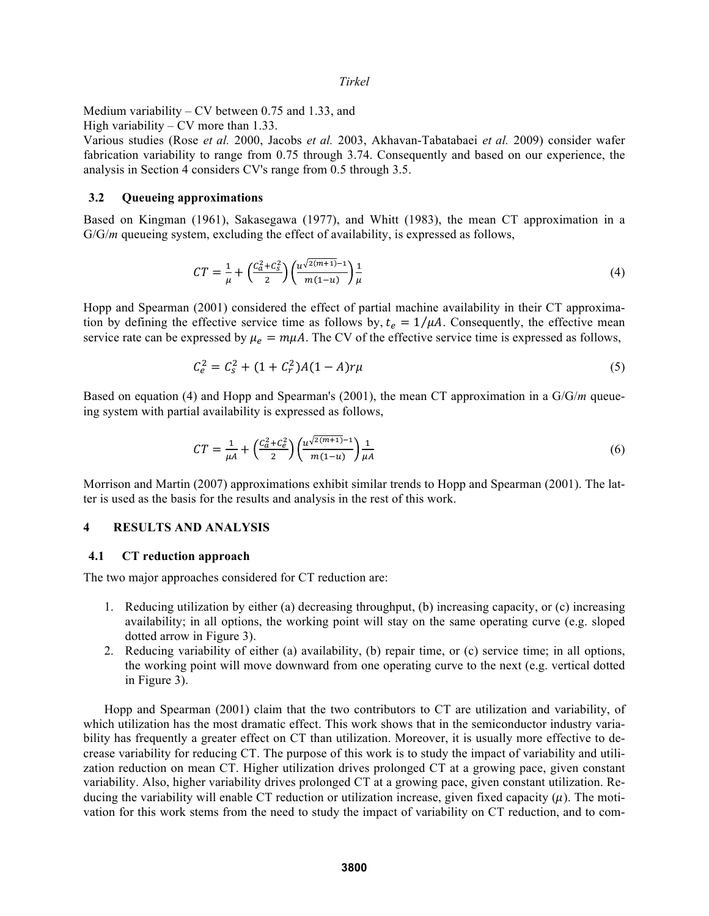Medium variability – CV between 0.75 and 1.33, and

High variability – CV more than 1.33.

Various studies (Rose *et al.* 2000, Jacobs *et al.* 2003, Akhavan-Tabatabaei *et al.* 2009) consider wafer fabrication variability to range from 0.75 through 3.74. Consequently and based on our experience, the analysis in Section 4 considers CV's range from 0.5 through 3.5.

### 3.2 Queueing approximations

Based on Kingman (1961), Sakasegawa (1977), and Whitt (1983), the mean CT approximation in a G/G/*m* queueing system, excluding the effect of availability, is expressed as follows,

$$CT = \frac{1}{\mu} + \left(\frac{C_a^2 + C_s^2}{2}\right)\left(\frac{u^{\sqrt{2(m+1)}-1}}{m(1-u)}\right)\frac{1}{\mu} \tag{4}$$

Hopp and Spearman (2001) considered the effect of partial machine availability in their CT approximation by defining the effective service time as follows by, $t_e = 1/\mu A$. Consequently, the effective mean service rate can be expressed by $\mu_e = m\mu A$. The CV of the effective service time is expressed as follows,

$$C_e^2 = C_s^2 + (1 + C_r^2)A(1 - A)r\mu \tag{5}$$

Based on equation (4) and Hopp and Spearman's (2001), the mean CT approximation in a G/G/*m* queueing system with partial availability is expressed as follows,

$$CT = \frac{1}{\mu A} + \left(\frac{C_a^2 + C_e^2}{2}\right)\left(\frac{u^{\sqrt{2(m+1)}-1}}{m(1-u)}\right)\frac{1}{\mu A} \tag{6}$$

Morrison and Martin (2007) approximations exhibit similar trends to Hopp and Spearman (2001). The latter is used as the basis for the results and analysis in the rest of this work.

## 4 RESULTS AND ANALYSIS

### 4.1 CT reduction approach

The two major approaches considered for CT reduction are:

1. Reducing utilization by either (a) decreasing throughput, (b) increasing capacity, or (c) increasing availability; in all options, the working point will stay on the same operating curve (e.g. sloped dotted arrow in Figure 3).
2. Reducing variability of either (a) availability, (b) repair time, or (c) service time; in all options, the working point will move downward from one operating curve to the next (e.g. vertical dotted in Figure 3).

Hopp and Spearman (2001) claim that the two contributors to CT are utilization and variability, of which utilization has the most dramatic effect. This work shows that in the semiconductor industry variability has frequently a greater effect on CT than utilization. Moreover, it is usually more effective to decrease variability for reducing CT. The purpose of this work is to study the impact of variability and utilization reduction on mean CT. Higher utilization drives prolonged CT at a growing pace, given constant variability. Also, higher variability drives prolonged CT at a growing pace, given constant utilization. Reducing the variability will enable CT reduction or utilization increase, given fixed capacity ($\mu$). The motivation for this work stems from the need to study the impact of variability on CT reduction, and to com-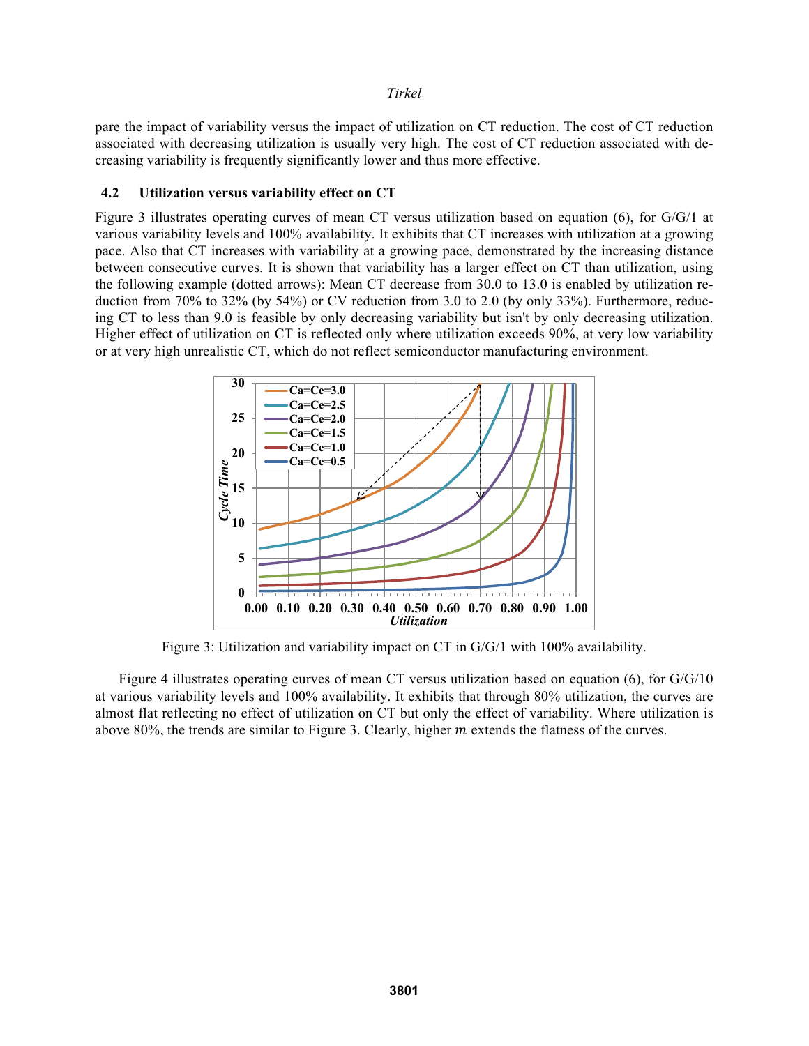pare the impact of variability versus the impact of utilization on CT reduction. The cost of CT reduction associated with decreasing utilization is usually very high. The cost of CT reduction associated with decreasing variability is frequently significantly lower and thus more effective.

### 4.2 Utilization versus variability effect on CT

Figure 3 illustrates operating curves of mean CT versus utilization based on equation (6), for G/G/1 at various variability levels and 100% availability. It exhibits that CT increases with utilization at a growing pace. Also that CT increases with variability at a growing pace, demonstrated by the increasing distance between consecutive curves. It is shown that variability has a larger effect on CT than utilization, using the following example (dotted arrows): Mean CT decrease from 30.0 to 13.0 is enabled by utilization reduction from 70% to 32% (by 54%) or CV reduction from 3.0 to 2.0 (by only 33%). Furthermore, reducing CT to less than 9.0 is feasible by only decreasing variability but isn't by only decreasing utilization. Higher effect of utilization on CT is reflected only where utilization exceeds 90%, at very low variability or at very high unrealistic CT, which do not reflect semiconductor manufacturing environment.

Ca=Ce=3.0
Ca=Ce=2.5
Ca=Ce=2.0
Ca=Ce=1.5
Ca=Ce=1.0
Ca=Ce=0.5

Cycle Time

0
5
10
15
20
25
30

0.00 0.10 0.20 0.30 0.40 0.50 0.60 0.70 0.80 0.90 1.00

Utilization

Figure 3: Utilization and variability impact on CT in G/G/1 with 100% availability.

Figure 4 illustrates operating curves of mean CT versus utilization based on equation (6), for G/G/10 at various variability levels and 100% availability. It exhibits that through 80% utilization, the curves are almost flat reflecting no effect of utilization on CT but only the effect of variability. Where utilization is above 80%, the trends are similar to Figure 3. Clearly, higher $m$ extends the flatness of the curves.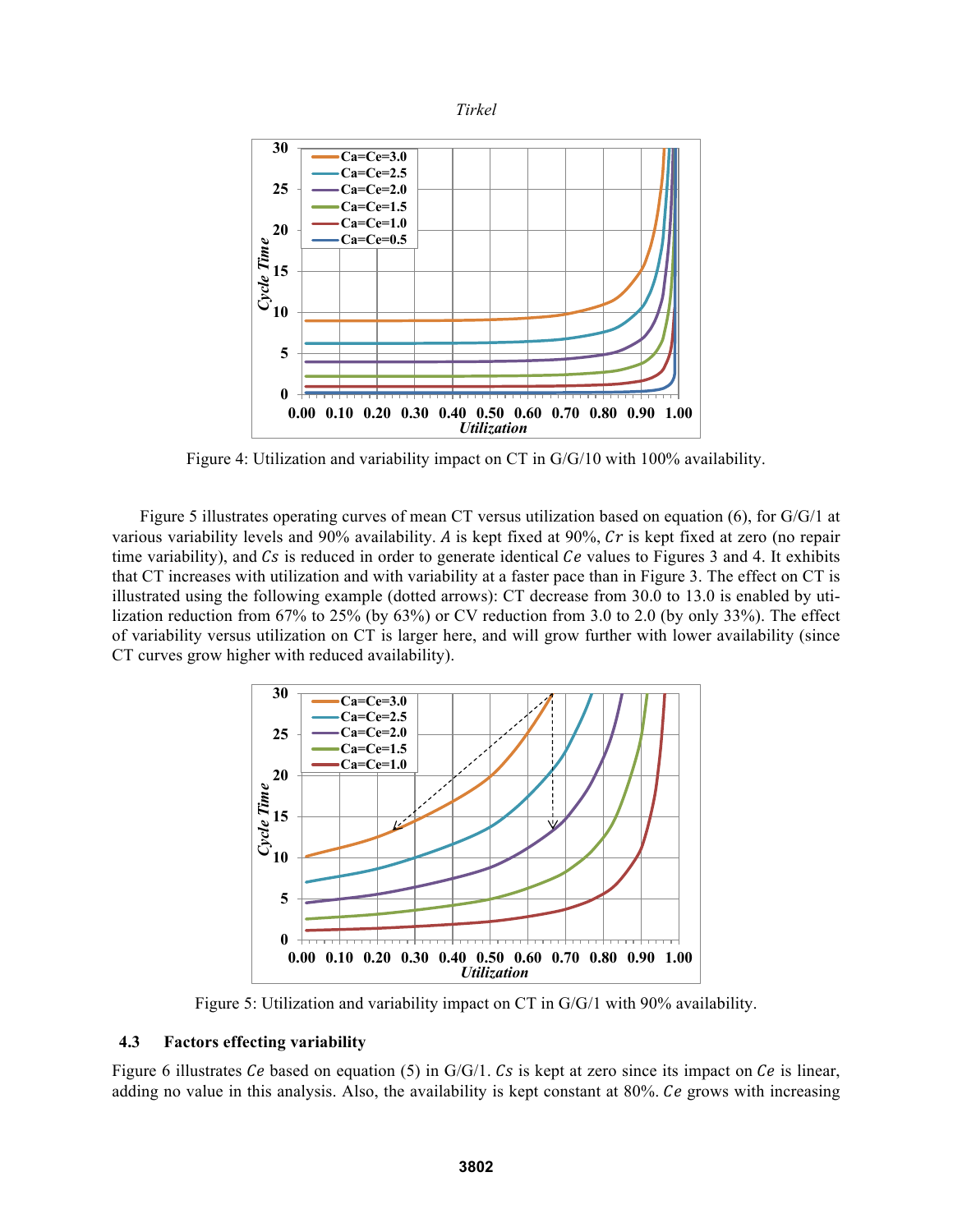30
25
20
15
10
5
0

Ca=Ce=3.0
Ca=Ce=2.5
Ca=Ce=2.0
Ca=Ce=1.5
Ca=Ce=1.0
Ca=Ce=0.5

*Cycle Time*

0.00 0.10 0.20 0.30 0.40 0.50 0.60 0.70 0.80 0.90 1.00

*Utilization*

Figure 4: Utilization and variability impact on CT in G/G/10 with 100% availability.

Figure 5 illustrates operating curves of mean CT versus utilization based on equation (6), for G/G/1 at various variability levels and 90% availability. $A$ is kept fixed at 90%, $Cr$ is kept fixed at zero (no repair time variability), and $Cs$ is reduced in order to generate identical $Ce$ values to Figures 3 and 4. It exhibits that CT increases with utilization and with variability at a faster pace than in Figure 3. The effect on CT is illustrated using the following example (dotted arrows): CT decrease from 30.0 to 13.0 is enabled by utilization reduction from 67% to 25% (by 63%) or CV reduction from 3.0 to 2.0 (by only 33%). The effect of variability versus utilization on CT is larger here, and will grow further with lower availability (since CT curves grow higher with reduced availability).

30
25
20
15
10
5
0

Ca=Ce=3.0
Ca=Ce=2.5
Ca=Ce=2.0
Ca=Ce=1.5
Ca=Ce=1.0

*Cycle Time*

0.00 0.10 0.20 0.30 0.40 0.50 0.60 0.70 0.80 0.90 1.00

*Utilization*

Figure 5: Utilization and variability impact on CT in G/G/1 with 90% availability.

### 4.3 Factors effecting variability

Figure 6 illustrates $Ce$ based on equation (5) in G/G/1. $Cs$ is kept at zero since its impact on $Ce$ is linear, adding no value in this analysis. Also, the availability is kept constant at 80%. $Ce$ grows with increasing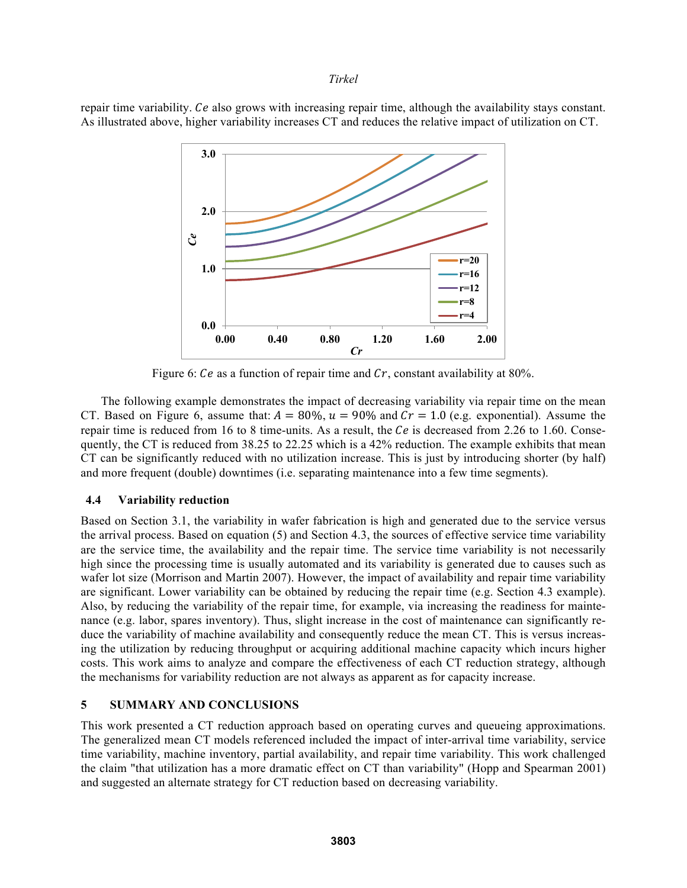repair time variability. $Ce$ also grows with increasing repair time, although the availability stays constant. As illustrated above, higher variability increases CT and reduces the relative impact of utilization on CT.

3.0
2.0
1.0
0.0
0.00 0.40 0.80 1.20 1.60 2.00
Ce
Cr
r=20
r=16
r=12
r=8
r=4

Figure 6: $Ce$ as a function of repair time and $Cr$, constant availability at 80%.

The following example demonstrates the impact of decreasing variability via repair time on the mean CT. Based on Figure 6, assume that: $A = 80\%$, $u = 90\%$ and $Cr = 1.0$ (e.g. exponential). Assume the repair time is reduced from 16 to 8 time-units. As a result, the $Ce$ is decreased from 2.26 to 1.60. Consequently, the CT is reduced from 38.25 to 22.25 which is a 42% reduction. The example exhibits that mean CT can be significantly reduced with no utilization increase. This is just by introducing shorter (by half) and more frequent (double) downtimes (i.e. separating maintenance into a few time segments).

### 4.4 Variability reduction

Based on Section 3.1, the variability in wafer fabrication is high and generated due to the service versus the arrival process. Based on equation (5) and Section 4.3, the sources of effective service time variability are the service time, the availability and the repair time. The service time variability is not necessarily high since the processing time is usually automated and its variability is generated due to causes such as wafer lot size (Morrison and Martin 2007). However, the impact of availability and repair time variability are significant. Lower variability can be obtained by reducing the repair time (e.g. Section 4.3 example). Also, by reducing the variability of the repair time, for example, via increasing the readiness for maintenance (e.g. labor, spares inventory). Thus, slight increase in the cost of maintenance can significantly reduce the variability of machine availability and consequently reduce the mean CT. This is versus increasing the utilization by reducing throughput or acquiring additional machine capacity which incurs higher costs. This work aims to analyze and compare the effectiveness of each CT reduction strategy, although the mechanisms for variability reduction are not always as apparent as for capacity increase.

## 5 SUMMARY AND CONCLUSIONS

This work presented a CT reduction approach based on operating curves and queueing approximations. The generalized mean CT models referenced included the impact of inter-arrival time variability, service time variability, machine inventory, partial availability, and repair time variability. This work challenged the claim "that utilization has a more dramatic effect on CT than variability" (Hopp and Spearman 2001) and suggested an alternate strategy for CT reduction based on decreasing variability.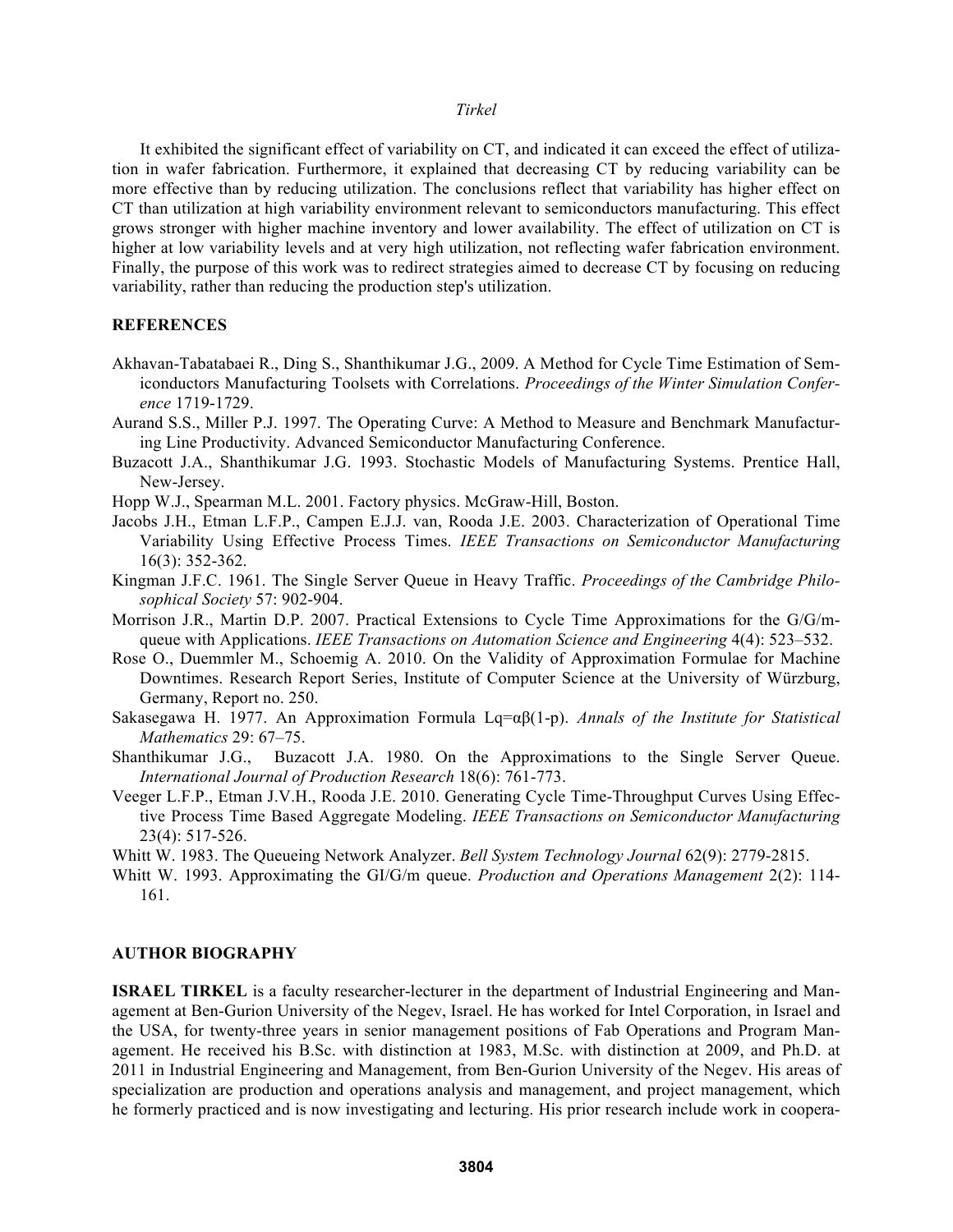It exhibited the significant effect of variability on CT, and indicated it can exceed the effect of utilization in wafer fabrication. Furthermore, it explained that decreasing CT by reducing variability can be more effective than by reducing utilization. The conclusions reflect that variability has higher effect on CT than utilization at high variability environment relevant to semiconductors manufacturing. This effect grows stronger with higher machine inventory and lower availability. The effect of utilization on CT is higher at low variability levels and at very high utilization, not reflecting wafer fabrication environment. Finally, the purpose of this work was to redirect strategies aimed to decrease CT by focusing on reducing variability, rather than reducing the production step's utilization.

## REFERENCES

Akhavan-Tabatabaei R., Ding S., Shanthikumar J.G., 2009. A Method for Cycle Time Estimation of Semiconductors Manufacturing Toolsets with Correlations. *Proceedings of the Winter Simulation Conference* 1719-1729.

Aurand S.S., Miller P.J. 1997. The Operating Curve: A Method to Measure and Benchmark Manufacturing Line Productivity. Advanced Semiconductor Manufacturing Conference.

Buzacott J.A., Shanthikumar J.G. 1993. Stochastic Models of Manufacturing Systems. Prentice Hall, New-Jersey.

Hopp W.J., Spearman M.L. 2001. Factory physics. McGraw-Hill, Boston.

Jacobs J.H., Etman L.F.P., Campen E.J.J. van, Rooda J.E. 2003. Characterization of Operational Time Variability Using Effective Process Times. *IEEE Transactions on Semiconductor Manufacturing* 16(3): 352-362.

Kingman J.F.C. 1961. The Single Server Queue in Heavy Traffic. *Proceedings of the Cambridge Philosophical Society* 57: 902-904.

Morrison J.R., Martin D.P. 2007. Practical Extensions to Cycle Time Approximations for the G/G/m-queue with Applications. *IEEE Transactions on Automation Science and Engineering* 4(4): 523–532.

Rose O., Duemmler M., Schoemig A. 2010. On the Validity of Approximation Formulae for Machine Downtimes. Research Report Series, Institute of Computer Science at the University of Würzburg, Germany, Report no. 250.

Sakasegawa H. 1977. An Approximation Formula Lq=αβ(1-ρ). *Annals of the Institute for Statistical Mathematics* 29: 67–75.

Shanthikumar J.G., Buzacott J.A. 1980. On the Approximations to the Single Server Queue. *International Journal of Production Research* 18(6): 761-773.

Veeger L.F.P., Etman J.V.H., Rooda J.E. 2010. Generating Cycle Time-Throughput Curves Using Effective Process Time Based Aggregate Modeling. *IEEE Transactions on Semiconductor Manufacturing* 23(4): 517-526.

Whitt W. 1983. The Queueing Network Analyzer. *Bell System Technology Journal* 62(9): 2779-2815.

Whitt W. 1993. Approximating the GI/G/m queue. *Production and Operations Management* 2(2): 114-161.

## AUTHOR BIOGRAPHY

**ISRAEL TIRKEL** is a faculty researcher-lecturer in the department of Industrial Engineering and Management at Ben-Gurion University of the Negev, Israel. He has worked for Intel Corporation, in Israel and the USA, for twenty-three years in senior management positions of Fab Operations and Program Management. He received his B.Sc. with distinction at 1983, M.Sc. with distinction at 2009, and Ph.D. at 2011 in Industrial Engineering and Management, from Ben-Gurion University of the Negev. His areas of specialization are production and operations analysis and management, and project management, which he formerly practiced and is now investigating and lecturing. His prior research include work in coopera-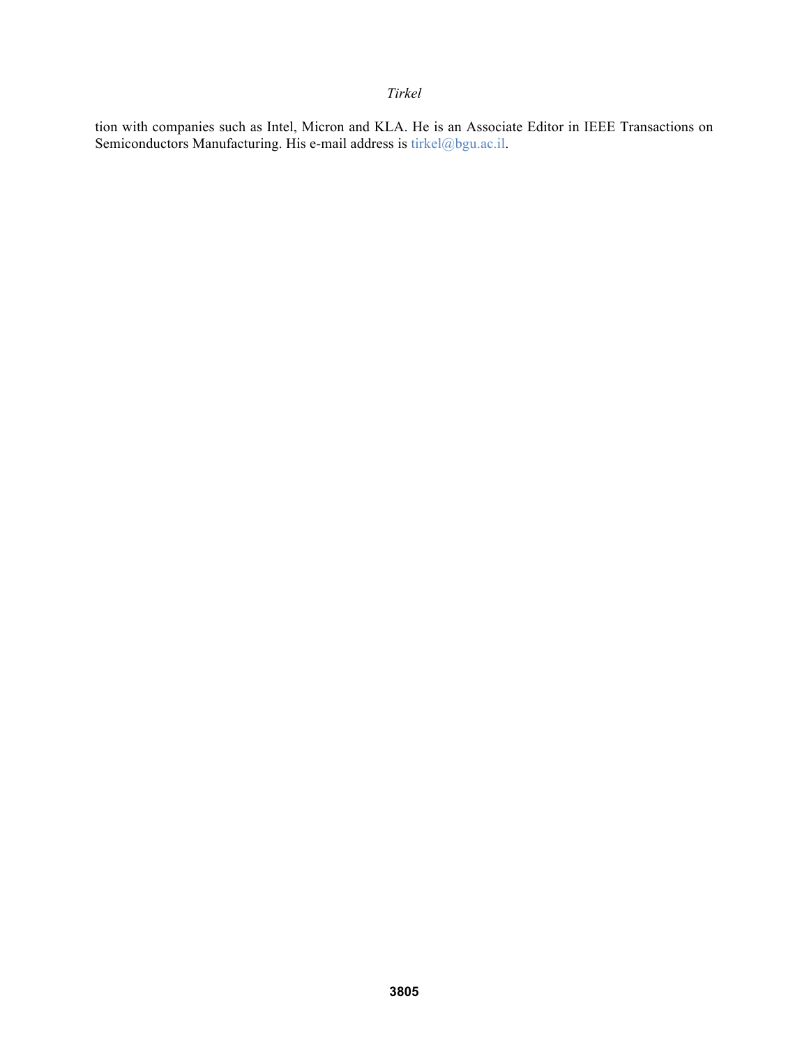tion with companies such as Intel, Micron and KLA. He is an Associate Editor in IEEE Transactions on Semiconductors Manufacturing. His e-mail address is tirkel@bgu.ac.il.